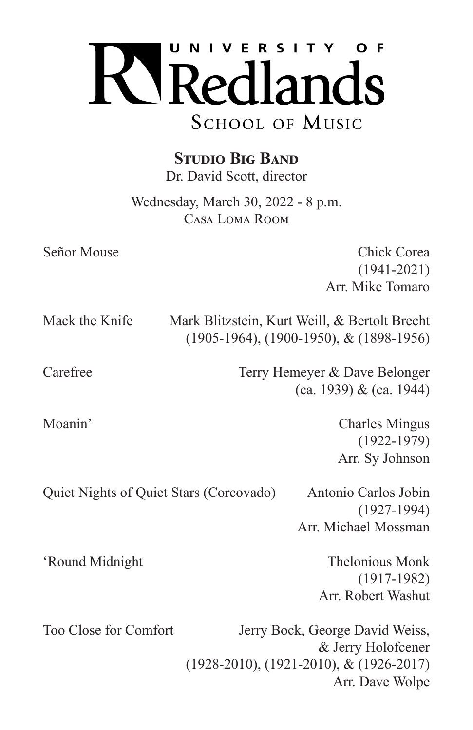# University of Redlands

## School of Music

### Studio Big Band

Dr. David Scott, director

Wednesday, March 30, 2022 - 8 p.m.
Casa Loma Room

Señor Mouse — Chick Corea
(1941-2021)
Arr. Mike Tomaro

Mack the Knife — Mark Blitzstein, Kurt Weill, & Bertolt Brecht
(1905-1964), (1900-1950), & (1898-1956)

Carefree — Terry Hemeyer & Dave Belonger
(ca. 1939) & (ca. 1944)

Moanin' — Charles Mingus
(1922-1979)
Arr. Sy Johnson

Quiet Nights of Quiet Stars (Corcovado) — Antonio Carlos Jobin
(1927-1994)
Arr. Michael Mossman

'Round Midnight — Thelonious Monk
(1917-1982)
Arr. Robert Washut

Too Close for Comfort — Jerry Bock, George David Weiss, & Jerry Holofcener
(1928-2010), (1921-2010), & (1926-2017)
Arr. Dave Wolpe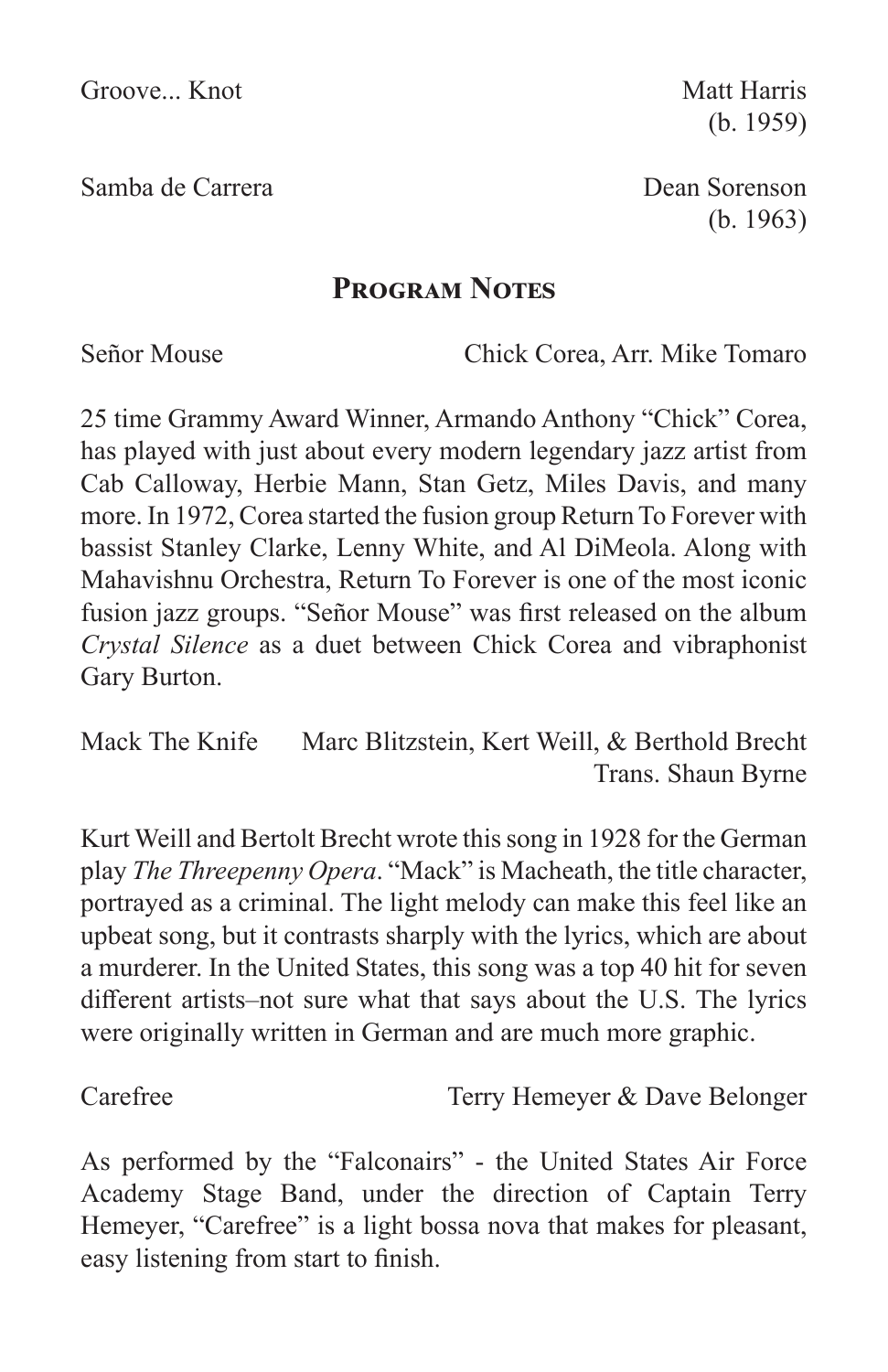Groove... Knot Matt Harris
(b. 1959)

Samba de Carrera Dean Sorenson
(b. 1963)

## Program Notes

Señor Mouse Chick Corea, Arr. Mike Tomaro

25 time Grammy Award Winner, Armando Anthony "Chick" Corea, has played with just about every modern legendary jazz artist from Cab Calloway, Herbie Mann, Stan Getz, Miles Davis, and many more. In 1972, Corea started the fusion group Return To Forever with bassist Stanley Clarke, Lenny White, and Al DiMeola. Along with Mahavishnu Orchestra, Return To Forever is one of the most iconic fusion jazz groups. "Señor Mouse" was first released on the album *Crystal Silence* as a duet between Chick Corea and vibraphonist Gary Burton.

Mack The Knife Marc Blitzstein, Kert Weill, & Berthold Brecht
Trans. Shaun Byrne

Kurt Weill and Bertolt Brecht wrote this song in 1928 for the German play *The Threepenny Opera*. "Mack" is Macheath, the title character, portrayed as a criminal. The light melody can make this feel like an upbeat song, but it contrasts sharply with the lyrics, which are about a murderer. In the United States, this song was a top 40 hit for seven different artists–not sure what that says about the U.S. The lyrics were originally written in German and are much more graphic.

Carefree Terry Hemeyer & Dave Belonger

As performed by the "Falconairs" - the United States Air Force Academy Stage Band, under the direction of Captain Terry Hemeyer, "Carefree" is a light bossa nova that makes for pleasant, easy listening from start to finish.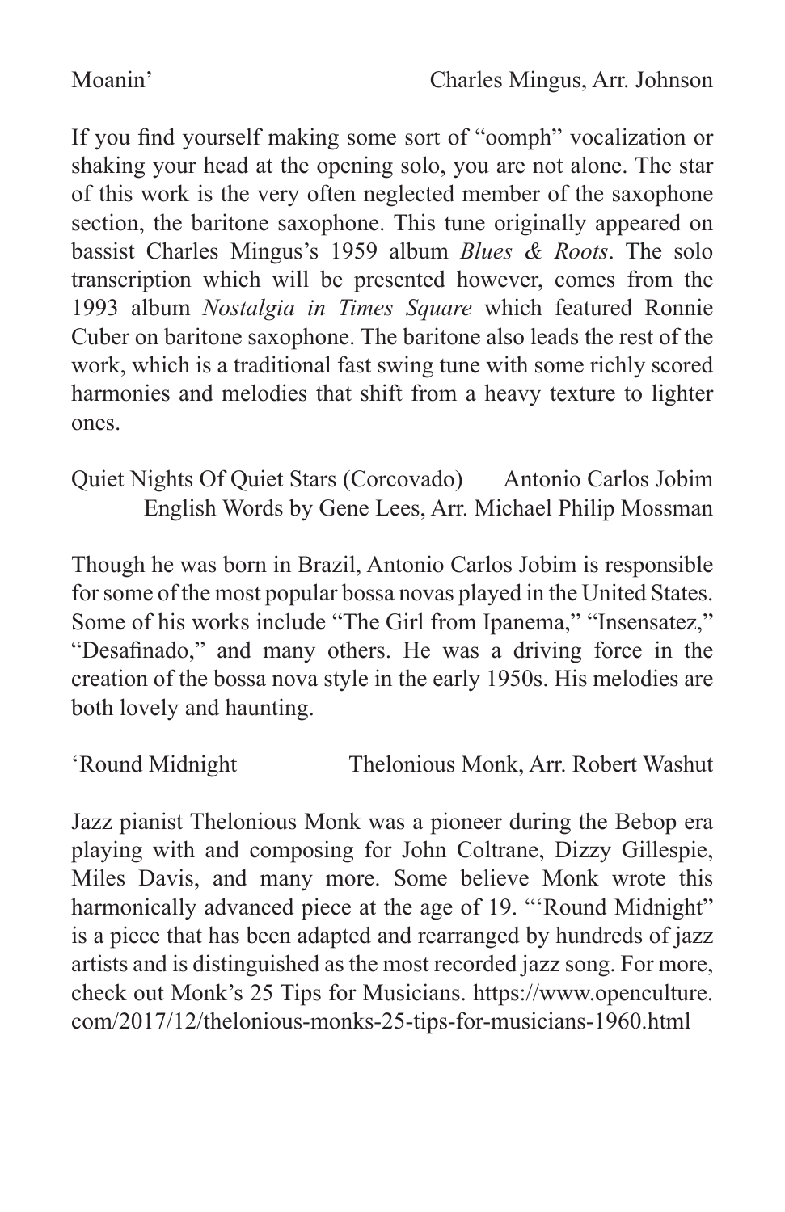Moanin' — Charles Mingus, Arr. Johnson

If you find yourself making some sort of "oomph" vocalization or shaking your head at the opening solo, you are not alone. The star of this work is the very often neglected member of the saxophone section, the baritone saxophone. This tune originally appeared on bassist Charles Mingus's 1959 album *Blues & Roots*. The solo transcription which will be presented however, comes from the 1993 album *Nostalgia in Times Square* which featured Ronnie Cuber on baritone saxophone. The baritone also leads the rest of the work, which is a traditional fast swing tune with some richly scored harmonies and melodies that shift from a heavy texture to lighter ones.

Quiet Nights Of Quiet Stars (Corcovado) — Antonio Carlos Jobim
English Words by Gene Lees, Arr. Michael Philip Mossman

Though he was born in Brazil, Antonio Carlos Jobim is responsible for some of the most popular bossa novas played in the United States. Some of his works include "The Girl from Ipanema," "Insensatez," "Desafinado," and many others. He was a driving force in the creation of the bossa nova style in the early 1950s. His melodies are both lovely and haunting.

'Round Midnight — Thelonious Monk, Arr. Robert Washut

Jazz pianist Thelonious Monk was a pioneer during the Bebop era playing with and composing for John Coltrane, Dizzy Gillespie, Miles Davis, and many more. Some believe Monk wrote this harmonically advanced piece at the age of 19. "'Round Midnight" is a piece that has been adapted and rearranged by hundreds of jazz artists and is distinguished as the most recorded jazz song. For more, check out Monk's 25 Tips for Musicians. https://www.openculture.com/2017/12/thelonious-monks-25-tips-for-musicians-1960.html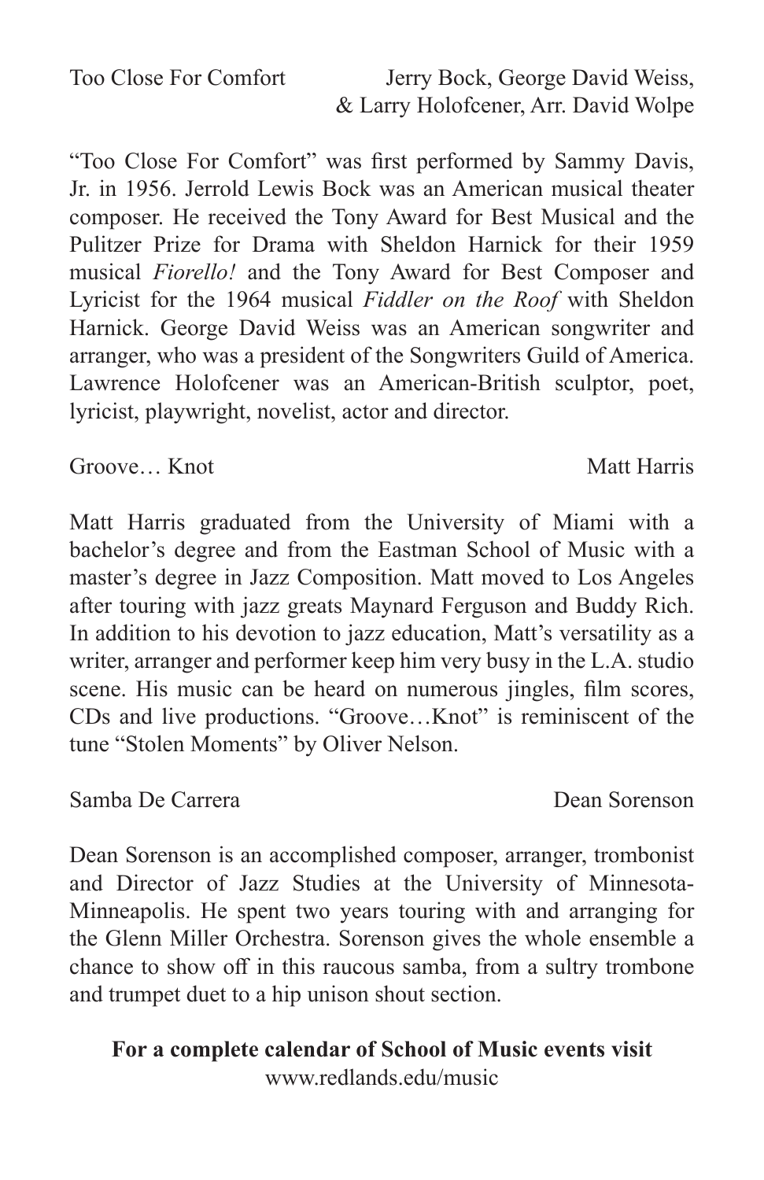Too Close For Comfort — Jerry Bock, George David Weiss, & Larry Holofcener, Arr. David Wolpe

"Too Close For Comfort" was first performed by Sammy Davis, Jr. in 1956. Jerrold Lewis Bock was an American musical theater composer. He received the Tony Award for Best Musical and the Pulitzer Prize for Drama with Sheldon Harnick for their 1959 musical *Fiorello!* and the Tony Award for Best Composer and Lyricist for the 1964 musical *Fiddler on the Roof* with Sheldon Harnick. George David Weiss was an American songwriter and arranger, who was a president of the Songwriters Guild of America. Lawrence Holofcener was an American-British sculptor, poet, lyricist, playwright, novelist, actor and director.

Groove… Knot — Matt Harris

Matt Harris graduated from the University of Miami with a bachelor's degree and from the Eastman School of Music with a master's degree in Jazz Composition. Matt moved to Los Angeles after touring with jazz greats Maynard Ferguson and Buddy Rich. In addition to his devotion to jazz education, Matt's versatility as a writer, arranger and performer keep him very busy in the L.A. studio scene. His music can be heard on numerous jingles, film scores, CDs and live productions. "Groove…Knot" is reminiscent of the tune "Stolen Moments" by Oliver Nelson.

Samba De Carrera — Dean Sorenson

Dean Sorenson is an accomplished composer, arranger, trombonist and Director of Jazz Studies at the University of Minnesota-Minneapolis. He spent two years touring with and arranging for the Glenn Miller Orchestra. Sorenson gives the whole ensemble a chance to show off in this raucous samba, from a sultry trombone and trumpet duet to a hip unison shout section.

**For a complete calendar of School of Music events visit**
www.redlands.edu/music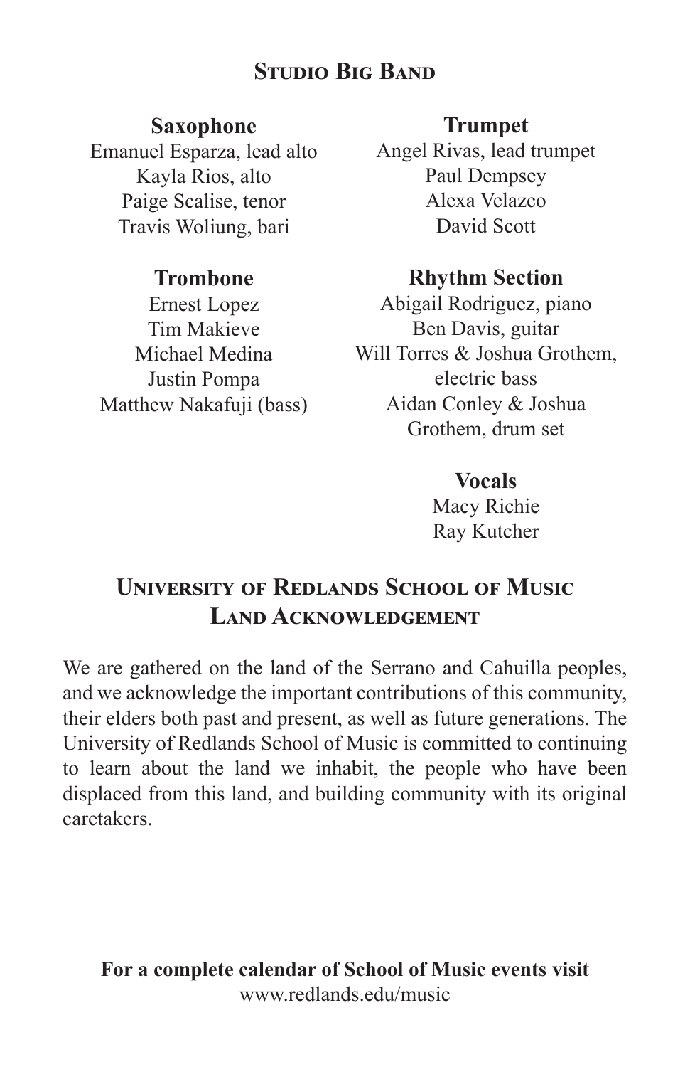## Studio Big Band

### Saxophone

Emanuel Esparza, lead alto
Kayla Rios, alto
Paige Scalise, tenor
Travis Woliung, bari

### Trombone

Ernest Lopez
Tim Makieve
Michael Medina
Justin Pompa
Matthew Nakafuji (bass)

### Trumpet

Angel Rivas, lead trumpet
Paul Dempsey
Alexa Velazco
David Scott

### Rhythm Section

Abigail Rodriguez, piano
Ben Davis, guitar
Will Torres & Joshua Grothem, electric bass
Aidan Conley & Joshua Grothem, drum set

### Vocals

Macy Richie
Ray Kutcher

## University of Redlands School of Music Land Acknowledgement

We are gathered on the land of the Serrano and Cahuilla peoples, and we acknowledge the important contributions of this community, their elders both past and present, as well as future generations. The University of Redlands School of Music is committed to continuing to learn about the land we inhabit, the people who have been displaced from this land, and building community with its original caretakers.

**For a complete calendar of School of Music events visit**
www.redlands.edu/music